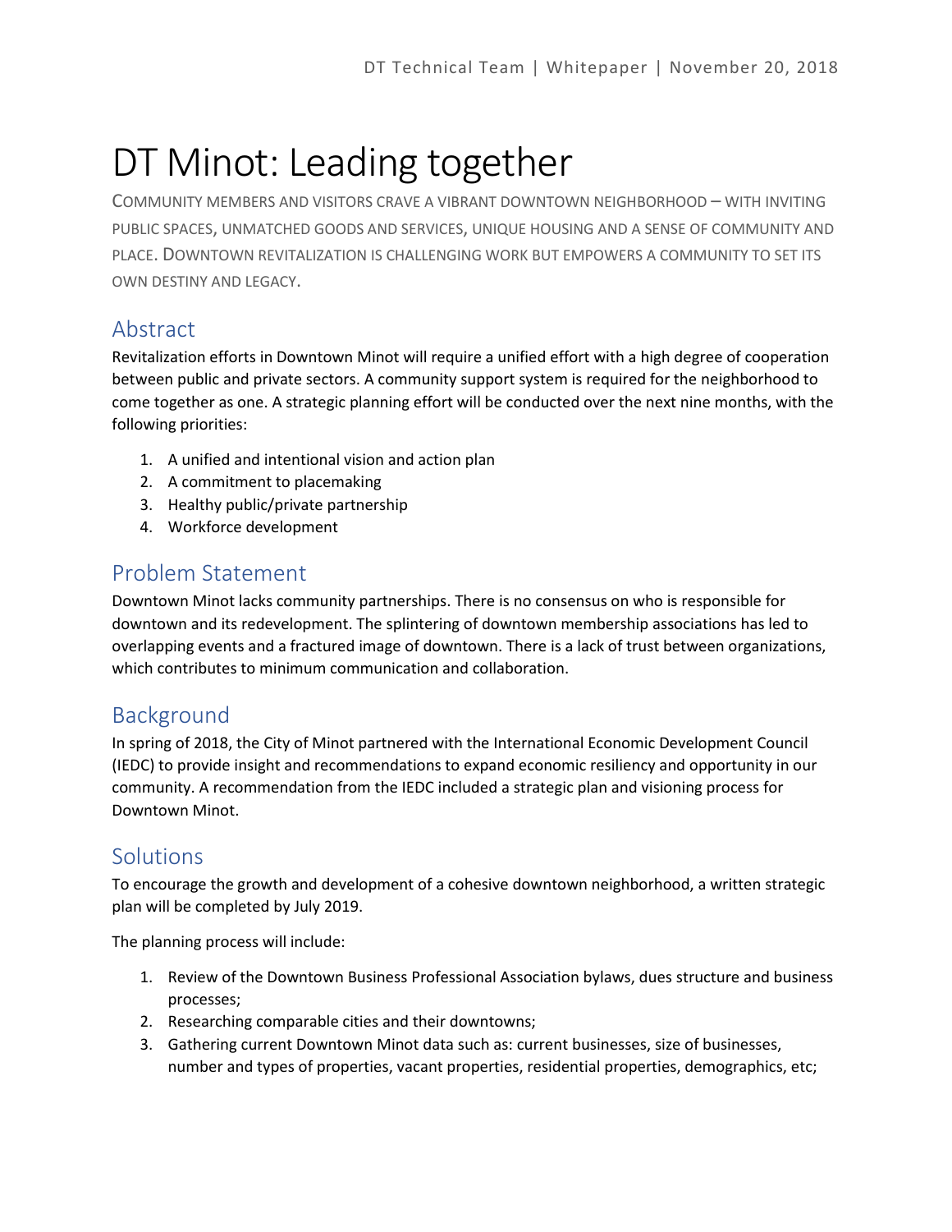# DT Minot: Leading together

COMMUNITY MEMBERS AND VISITORS CRAVE A VIBRANT DOWNTOWN NEIGHBORHOOD – WITH INVITING PUBLIC SPACES, UNMATCHED GOODS AND SERVICES, UNIQUE HOUSING AND A SENSE OF COMMUNITY AND PLACE. DOWNTOWN REVITALIZATION IS CHALLENGING WORK BUT EMPOWERS A COMMUNITY TO SET ITS OWN DESTINY AND LEGACY.

## Abstract

Revitalization efforts in Downtown Minot will require a unified effort with a high degree of cooperation between public and private sectors. A community support system is required for the neighborhood to come together as one. A strategic planning effort will be conducted over the next nine months, with the following priorities:

1. A unified and intentional vision and action plan
2. A commitment to placemaking
3. Healthy public/private partnership
4. Workforce development

## Problem Statement

Downtown Minot lacks community partnerships. There is no consensus on who is responsible for downtown and its redevelopment. The splintering of downtown membership associations has led to overlapping events and a fractured image of downtown. There is a lack of trust between organizations, which contributes to minimum communication and collaboration.

## Background

In spring of 2018, the City of Minot partnered with the International Economic Development Council (IEDC) to provide insight and recommendations to expand economic resiliency and opportunity in our community. A recommendation from the IEDC included a strategic plan and visioning process for Downtown Minot.

## Solutions

To encourage the growth and development of a cohesive downtown neighborhood, a written strategic plan will be completed by July 2019.

The planning process will include:

1. Review of the Downtown Business Professional Association bylaws, dues structure and business processes;
2. Researching comparable cities and their downtowns;
3. Gathering current Downtown Minot data such as: current businesses, size of businesses, number and types of properties, vacant properties, residential properties, demographics, etc;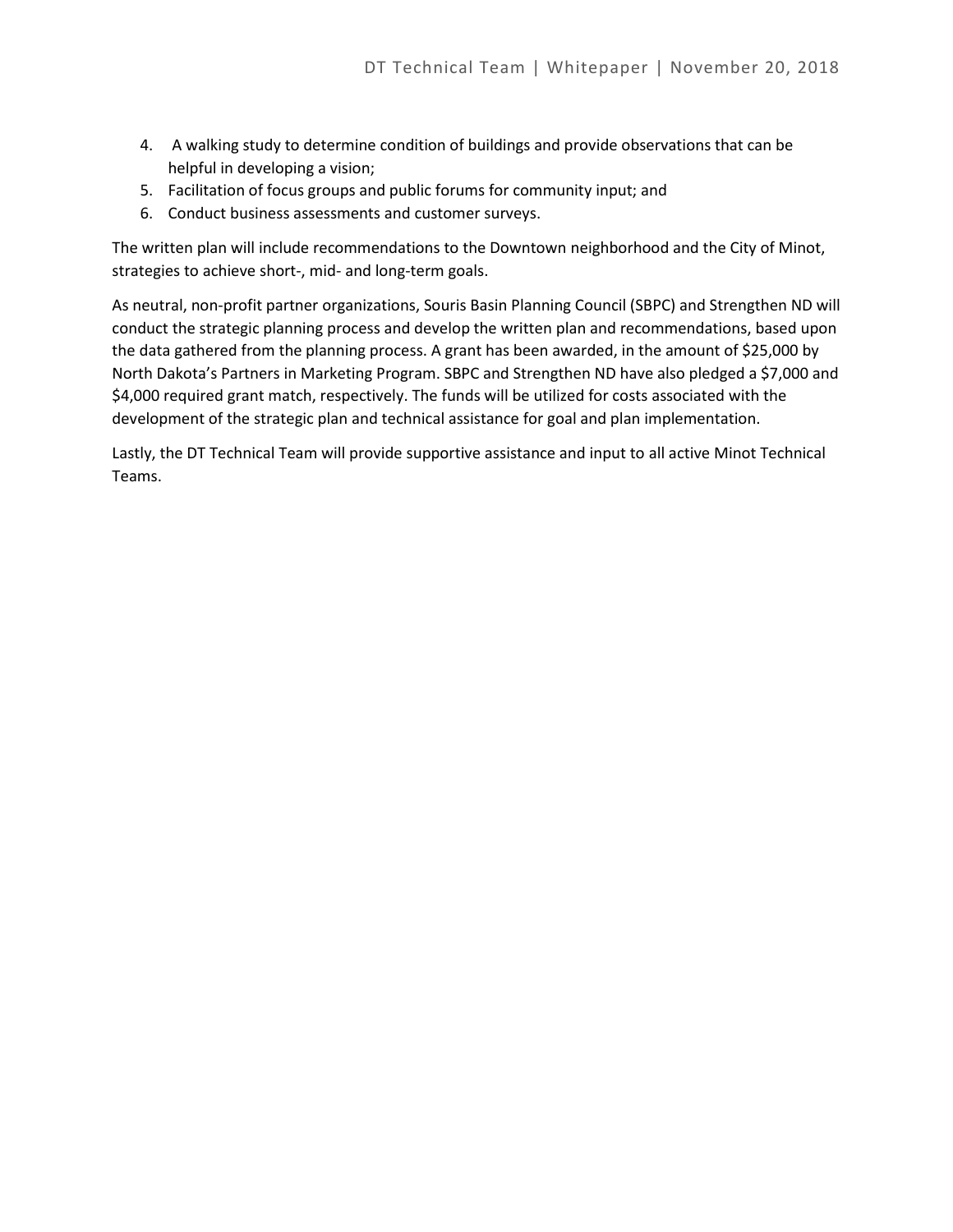4. A walking study to determine condition of buildings and provide observations that can be helpful in developing a vision;
5. Facilitation of focus groups and public forums for community input; and
6. Conduct business assessments and customer surveys.

The written plan will include recommendations to the Downtown neighborhood and the City of Minot, strategies to achieve short-, mid- and long-term goals.

As neutral, non-profit partner organizations, Souris Basin Planning Council (SBPC) and Strengthen ND will conduct the strategic planning process and develop the written plan and recommendations, based upon the data gathered from the planning process. A grant has been awarded, in the amount of $25,000 by North Dakota's Partners in Marketing Program. SBPC and Strengthen ND have also pledged a $7,000 and $4,000 required grant match, respectively. The funds will be utilized for costs associated with the development of the strategic plan and technical assistance for goal and plan implementation.

Lastly, the DT Technical Team will provide supportive assistance and input to all active Minot Technical Teams.